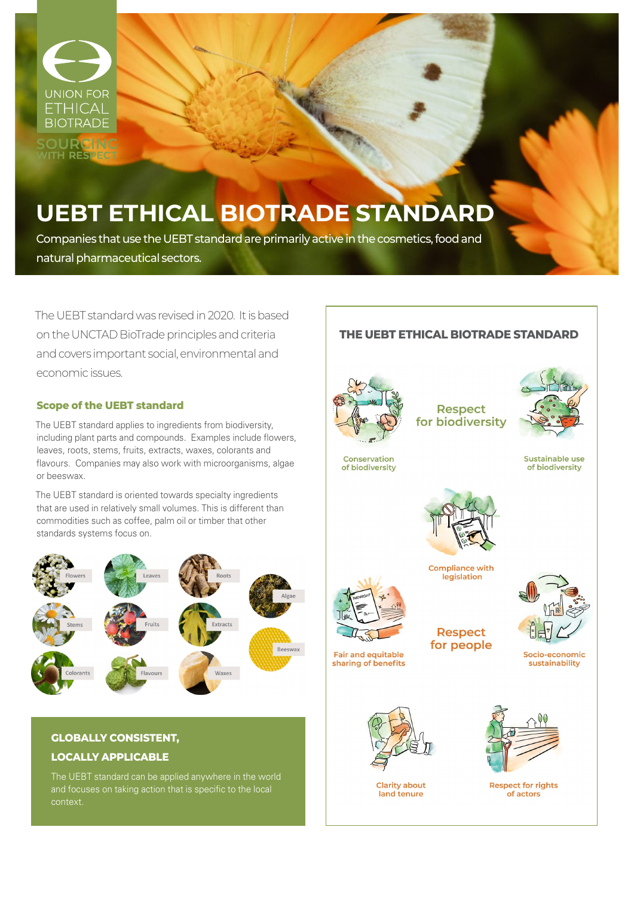UNION FOR ETHICAL BIOTRADE

SOURCING WITH RESPECT

# UEBT ETHICAL BIOTRADE STANDARD

Companies that use the UEBT standard are primarily active in the cosmetics, food and natural pharmaceutical sectors.

The UEBT standard was revised in 2020. It is based on the UNCTAD BioTrade principles and criteria and covers important social, environmental and economic issues.

### Scope of the UEBT standard

The UEBT standard applies to ingredients from biodiversity, including plant parts and compounds. Examples include flowers, leaves, roots, stems, fruits, extracts, waxes, colorants and flavours. Companies may also work with microorganisms, algae or beeswax.

The UEBT standard is oriented towards specialty ingredients that are used in relatively small volumes. This is different than commodities such as coffee, palm oil or timber that other standards systems focus on.

Flowers, Leaves, Roots, Algae, Stems, Fruits, Extracts, Beeswax, Colorants, Flavours, Waxes

### GLOBALLY CONSISTENT, LOCALLY APPLICABLE

The UEBT standard can be applied anywhere in the world and focuses on taking action that is specific to the local context.

### THE UEBT ETHICAL BIOTRADE STANDARD

**Respect for biodiversity**

- Conservation of biodiversity
- Sustainable use of biodiversity
- Compliance with legislation

**Respect for people**

- Fair and equitable sharing of benefits
- Socio-economic sustainability
- Clarity about land tenure
- Respect for rights of actors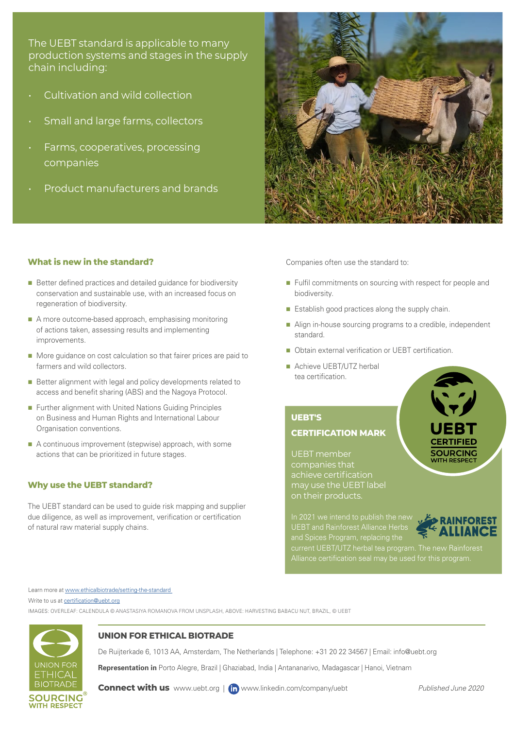The UEBT standard is applicable to many production systems and stages in the supply chain including:

- Cultivation and wild collection
- Small and large farms, collectors
- Farms, cooperatives, processing companies
- Product manufacturers and brands

### What is new in the standard?

- Better defined practices and detailed guidance for biodiversity conservation and sustainable use, with an increased focus on regeneration of biodiversity.
- A more outcome-based approach, emphasising monitoring of actions taken, assessing results and implementing improvements.
- More guidance on cost calculation so that fairer prices are paid to farmers and wild collectors.
- Better alignment with legal and policy developments related to access and benefit sharing (ABS) and the Nagoya Protocol.
- Further alignment with United Nations Guiding Principles on Business and Human Rights and International Labour Organisation conventions.
- A continuous improvement (stepwise) approach, with some actions that can be prioritized in future stages.

### Why use the UEBT standard?

The UEBT standard can be used to guide risk mapping and supplier due diligence, as well as improvement, verification or certification of natural raw material supply chains.

Companies often use the standard to:

- Fulfil commitments on sourcing with respect for people and biodiversity.
- Establish good practices along the supply chain.
- Align in-house sourcing programs to a credible, independent standard.
- Obtain external verification or UEBT certification.
- Achieve UEBT/UTZ herbal tea certification.

### UEBT'S CERTIFICATION MARK

UEBT member companies that achieve certification may use the UEBT label on their products.

UEBT CERTIFIED SOURCING WITH RESPECT

In 2021 we intend to publish the new UEBT and Rainforest Alliance Herbs and Spices Program, replacing the current UEBT/UTZ herbal tea program. The new Rainforest Alliance certification seal may be used for this program.

RAINFOREST ALLIANCE

Learn more at [www.ethicalbiotrade/setting-the-standard](www.ethicalbiotrade/setting-the-standard)

Write to us at [certification@uebt.org](mailto:certification@uebt.org)

IMAGES: OVERLEAF: CALENDULA © ANASTASIYA ROMANOVA FROM UNSPLASH, ABOVE: HARVESTING BABACU NUT, BRAZIL, © UEBT

UNION FOR ETHICAL BIOTRADE SOURCING WITH RESPECT®

**UNION FOR ETHICAL BIOTRADE**

De Ruijterkade 6, 1013 AA, Amsterdam, The Netherlands | Telephone: +31 20 22 34567 | Email: info@uebt.org

**Representation in** Porto Alegre, Brazil | Ghaziabad, India | Antananarivo, Madagascar | Hanoi, Vietnam

**Connect with us** www.uebt.org | www.linkedin.com/company/uebt

*Published June 2020*